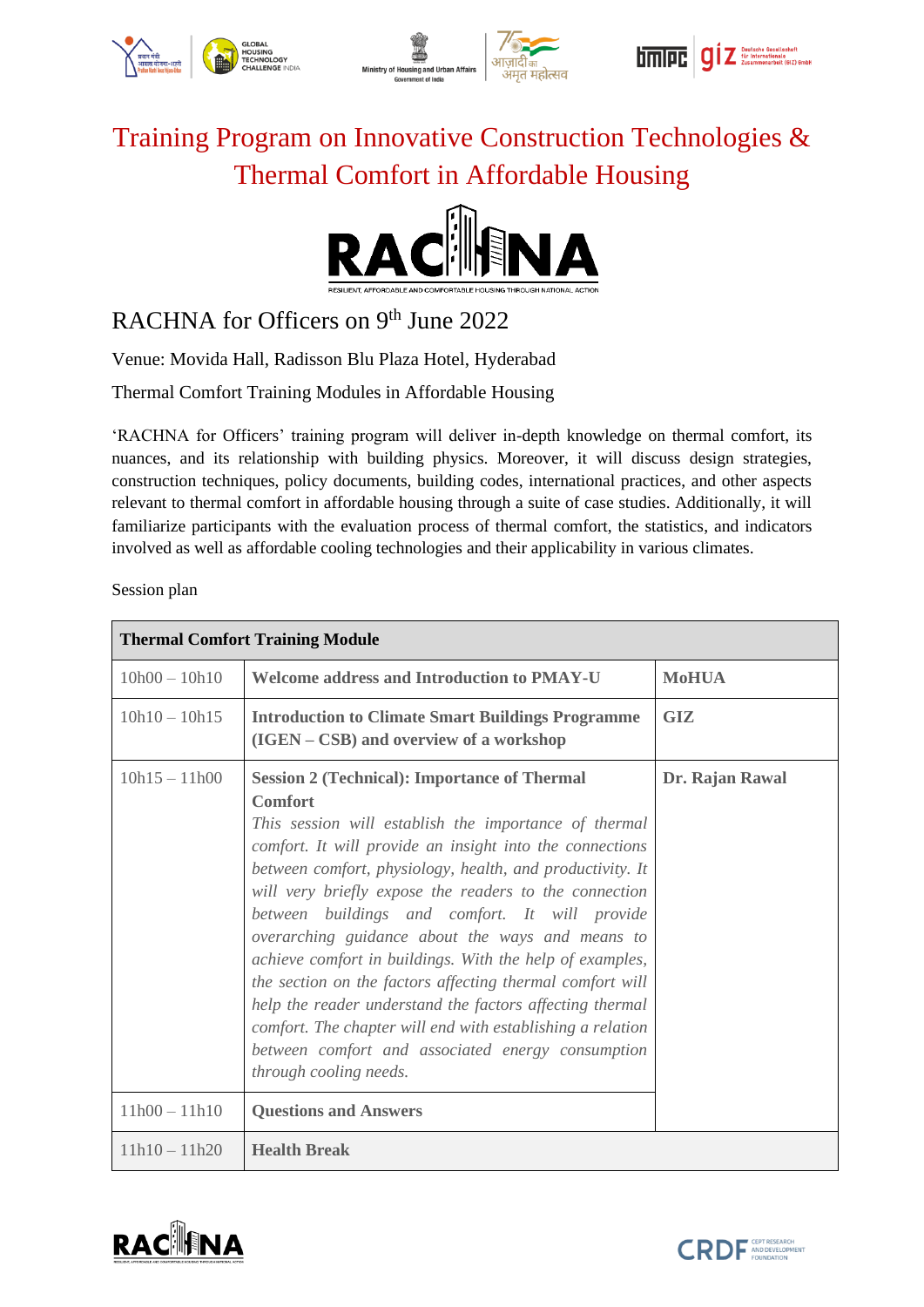# Training Program on Innovative Construction Technologies & Thermal Comfort in Affordable Housing

RESILIENT, AFFORDABLE AND COMFORTABLE HOUSING THROUGH NATIONAL ACTION

## RACHNA for Officers on 9th June 2022

Venue: Movida Hall, Radisson Blu Plaza Hotel, Hyderabad

Thermal Comfort Training Modules in Affordable Housing

'RACHNA for Officers' training program will deliver in-depth knowledge on thermal comfort, its nuances, and its relationship with building physics. Moreover, it will discuss design strategies, construction techniques, policy documents, building codes, international practices, and other aspects relevant to thermal comfort in affordable housing through a suite of case studies. Additionally, it will familiarize participants with the evaluation process of thermal comfort, the statistics, and indicators involved as well as affordable cooling technologies and their applicability in various climates.

Session plan

| **Thermal Comfort Training Module** | | |
|---|---|---|
| 10h00 – 10h10 | **Welcome address and Introduction to PMAY-U** | **MoHUA** |
| 10h10 – 10h15 | **Introduction to Climate Smart Buildings Programme (IGEN – CSB) and overview of a workshop** | **GIZ** |
| 10h15 – 11h00 | **Session 2 (Technical): Importance of Thermal Comfort**<br>*This session will establish the importance of thermal comfort. It will provide an insight into the connections between comfort, physiology, health, and productivity. It will very briefly expose the readers to the connection between buildings and comfort. It will provide overarching guidance about the ways and means to achieve comfort in buildings. With the help of examples, the section on the factors affecting thermal comfort will help the reader understand the factors affecting thermal comfort. The chapter will end with establishing a relation between comfort and associated energy consumption through cooling needs.* | **Dr. Rajan Rawal** |
| 11h00 – 11h10 | **Questions and Answers** | |
| 11h10 – 11h20 | **Health Break** | |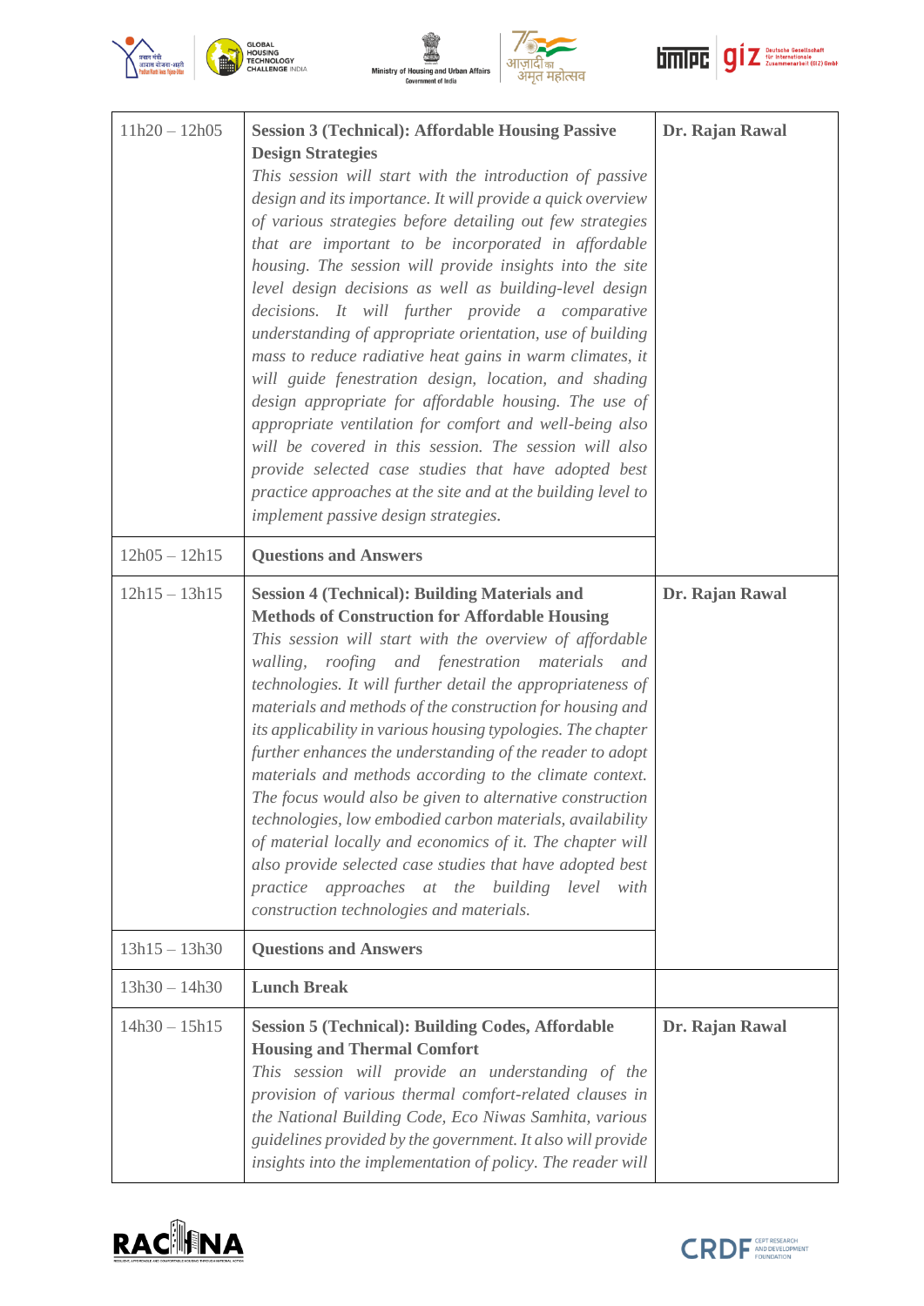| 11h20 – 12h05 | **Session 3 (Technical): Affordable Housing Passive Design Strategies**<br>*This session will start with the introduction of passive design and its importance. It will provide a quick overview of various strategies before detailing out few strategies that are important to be incorporated in affordable housing. The session will provide insights into the site level design decisions as well as building-level design decisions. It will further provide a comparative understanding of appropriate orientation, use of building mass to reduce radiative heat gains in warm climates, it will guide fenestration design, location, and shading design appropriate for affordable housing. The use of appropriate ventilation for comfort and well-being also will be covered in this session. The session will also provide selected case studies that have adopted best practice approaches at the site and at the building level to implement passive design strategies.* | **Dr. Rajan Rawal** |
|---|---|---|
| 12h05 – 12h15 | **Questions and Answers** | |
| 12h15 – 13h15 | **Session 4 (Technical): Building Materials and Methods of Construction for Affordable Housing**<br>*This session will start with the overview of affordable walling, roofing and fenestration materials and technologies. It will further detail the appropriateness of materials and methods of the construction for housing and its applicability in various housing typologies. The chapter further enhances the understanding of the reader to adopt materials and methods according to the climate context. The focus would also be given to alternative construction technologies, low embodied carbon materials, availability of material locally and economics of it. The chapter will also provide selected case studies that have adopted best practice approaches at the building level with construction technologies and materials.* | **Dr. Rajan Rawal** |
| 13h15 – 13h30 | **Questions and Answers** | |
| 13h30 – 14h30 | **Lunch Break** | |
| 14h30 – 15h15 | **Session 5 (Technical): Building Codes, Affordable Housing and Thermal Comfort**<br>*This session will provide an understanding of the provision of various thermal comfort-related clauses in the National Building Code, Eco Niwas Samhita, various guidelines provided by the government. It also will provide insights into the implementation of policy. The reader will* | **Dr. Rajan Rawal** |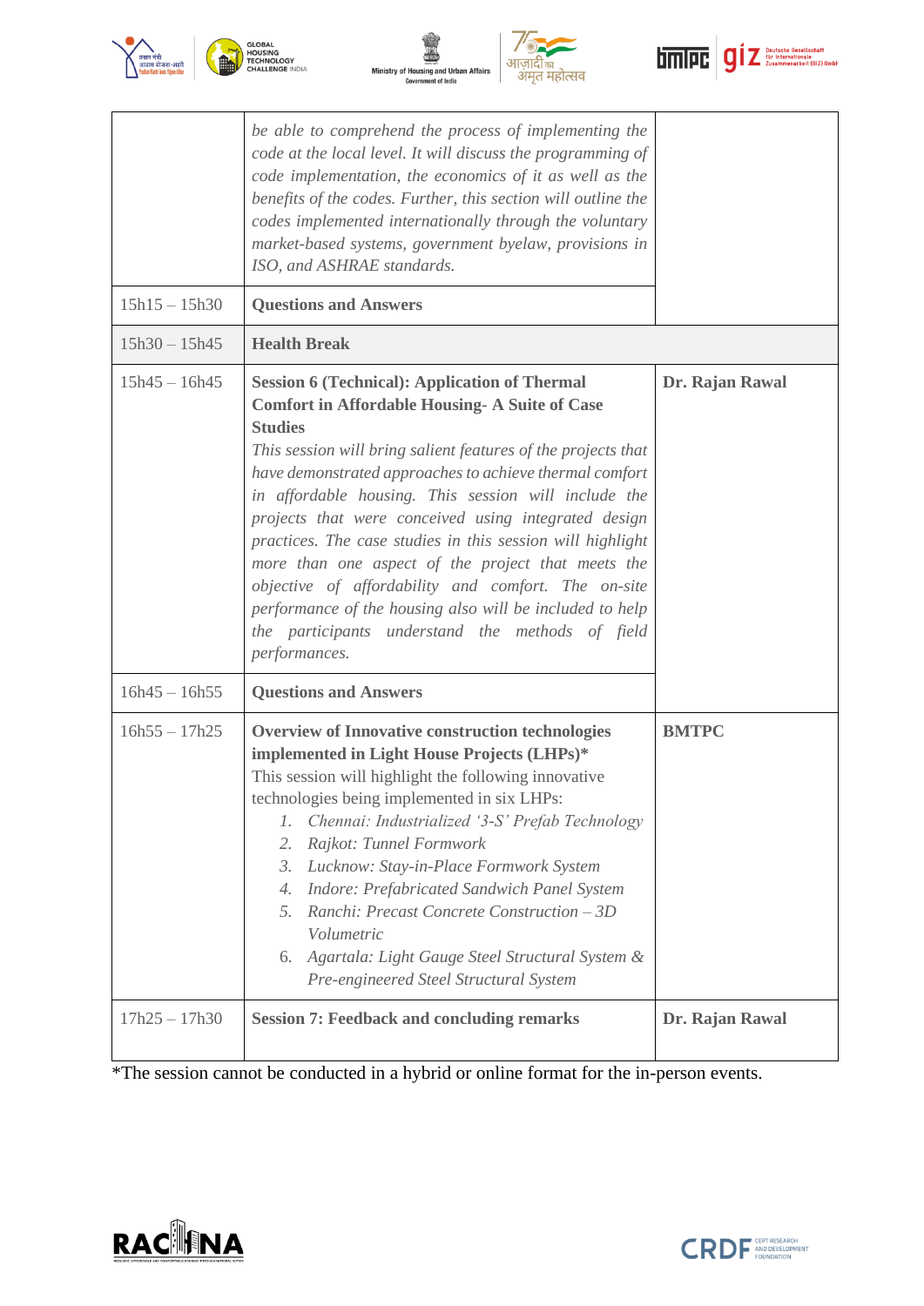| | | |
|---|---|---|
| | *be able to comprehend the process of implementing the code at the local level. It will discuss the programming of code implementation, the economics of it as well as the benefits of the codes. Further, this section will outline the codes implemented internationally through the voluntary market-based systems, government byelaw, provisions in ISO, and ASHRAE standards.* | |
| 15h15 – 15h30 | **Questions and Answers** | |
| 15h30 – 15h45 | **Health Break** | |
| 15h45 – 16h45 | **Session 6 (Technical): Application of Thermal Comfort in Affordable Housing- A Suite of Case Studies**<br>*This session will bring salient features of the projects that have demonstrated approaches to achieve thermal comfort in affordable housing. This session will include the projects that were conceived using integrated design practices. The case studies in this session will highlight more than one aspect of the project that meets the objective of affordability and comfort. The on-site performance of the housing also will be included to help the participants understand the methods of field performances.* | **Dr. Rajan Rawal** |
| 16h45 – 16h55 | **Questions and Answers** | |
| 16h55 – 17h25 | **Overview of Innovative construction technologies implemented in Light House Projects (LHPs)***<br>This session will highlight the following innovative technologies being implemented in six LHPs:<br>1. *Chennai: Industrialized '3-S' Prefab Technology*<br>2. *Rajkot: Tunnel Formwork*<br>3. *Lucknow: Stay-in-Place Formwork System*<br>4. *Indore: Prefabricated Sandwich Panel System*<br>5. *Ranchi: Precast Concrete Construction – 3D Volumetric*<br>6. *Agartala: Light Gauge Steel Structural System & Pre-engineered Steel Structural System* | **BMTPC** |
| 17h25 – 17h30 | **Session 7: Feedback and concluding remarks** | **Dr. Rajan Rawal** |

*The session cannot be conducted in a hybrid or online format for the in-person events.